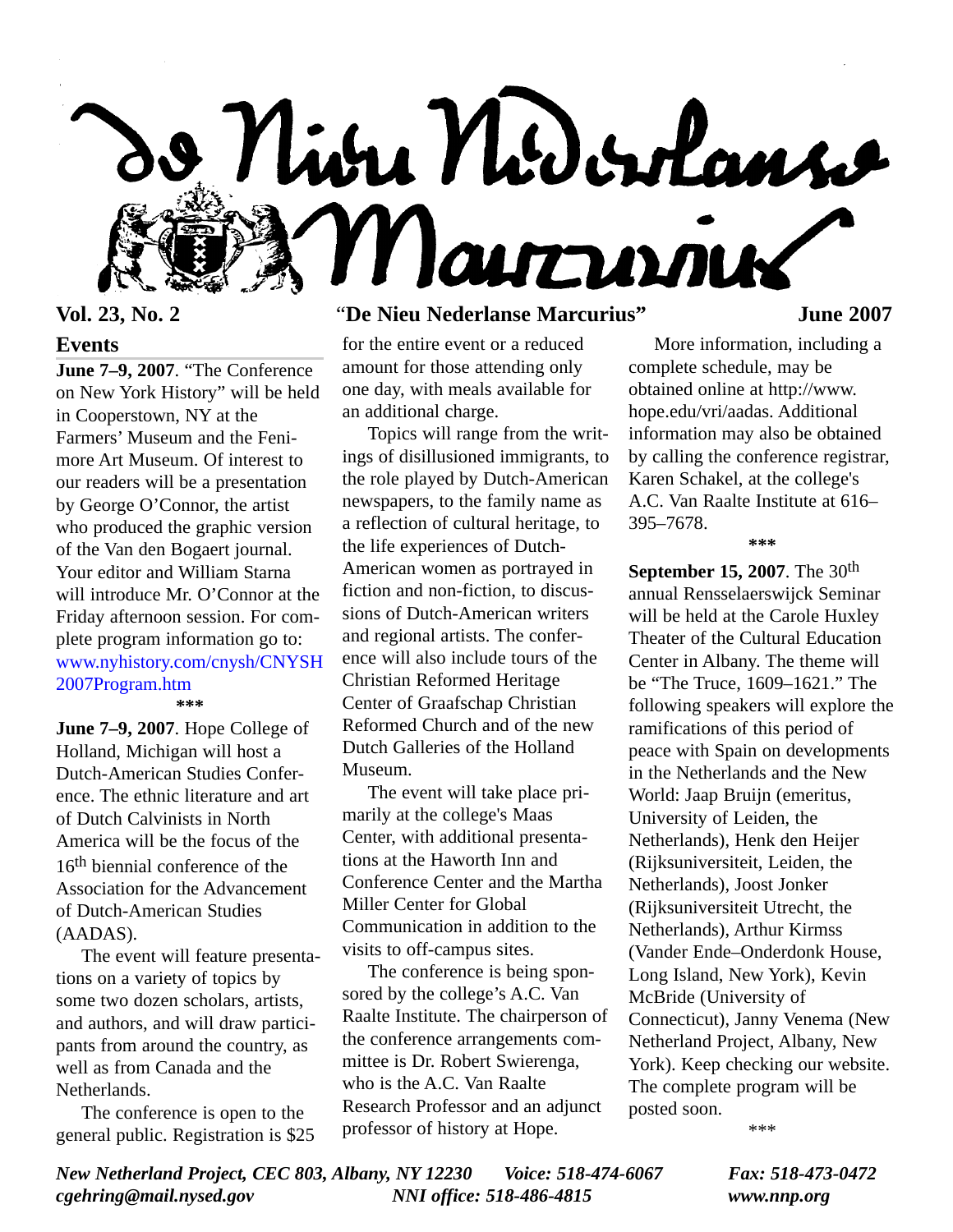# De Nieu Nederlanse Marcurius

**Vol. 23, No. 2** "**De Nieu Nederlanse Marcurius**" **June 2007**

## Events

**June 7–9, 2007**. "The Conference on New York History" will be held in Cooperstown, NY at the Farmers' Museum and the Fenimore Art Museum. Of interest to our readers will be a presentation by George O'Connor, the artist who produced the graphic version of the Van den Bogaert journal. Your editor and William Starna will introduce Mr. O'Connor at the Friday afternoon session. For complete program information go to: www.nyhistory.com/cnysh/CNYSH2007Program.htm

\*\*\*

**June 7–9, 2007**. Hope College of Holland, Michigan will host a Dutch-American Studies Conference. The ethnic literature and art of Dutch Calvinists in North America will be the focus of the 16th biennial conference of the Association for the Advancement of Dutch-American Studies (AADAS).

The event will feature presentations on a variety of topics by some two dozen scholars, artists, and authors, and will draw participants from around the country, as well as from Canada and the Netherlands.

The conference is open to the general public. Registration is $25 for the entire event or a reduced amount for those attending only one day, with meals available for an additional charge.

Topics will range from the writings of disillusioned immigrants, to the role played by Dutch-American newspapers, to the family name as a reflection of cultural heritage, to the life experiences of Dutch-American women as portrayed in fiction and non-fiction, to discussions of Dutch-American writers and regional artists. The conference will also include tours of the Christian Reformed Heritage Center of Graafschap Christian Reformed Church and of the new Dutch Galleries of the Holland Museum.

The event will take place primarily at the college's Maas Center, with additional presentations at the Haworth Inn and Conference Center and the Martha Miller Center for Global Communication in addition to the visits to off-campus sites.

The conference is being sponsored by the college's A.C. Van Raalte Institute. The chairperson of the conference arrangements committee is Dr. Robert Swierenga, who is the A.C. Van Raalte Research Professor and an adjunct professor of history at Hope.

More information, including a complete schedule, may be obtained online at http://www.hope.edu/vri/aadas. Additional information may also be obtained by calling the conference registrar, Karen Schakel, at the college's A.C. Van Raalte Institute at 616–395–7678.

\*\*\*

**September 15, 2007**. The 30th annual Rensselaerswijck Seminar will be held at the Carole Huxley Theater of the Cultural Education Center in Albany. The theme will be "The Truce, 1609–1621." The following speakers will explore the ramifications of this period of peace with Spain on developments in the Netherlands and the New World: Jaap Bruijn (emeritus, University of Leiden, the Netherlands), Henk den Heijer (Rijksuniversiteit, Leiden, the Netherlands), Joost Jonker (Rijksuniversiteit Utrecht, the Netherlands), Arthur Kirmss (Vander Ende–Onderdonk House, Long Island, New York), Kevin McBride (University of Connecticut), Janny Venema (New Netherland Project, Albany, New York). Keep checking our website. The complete program will be posted soon.

\*\*\*

*New Netherland Project, CEC 803, Albany, NY 12230 Voice: 518-474-6067 Fax: 518-473-0472*
*cgehring@mail.nysed.gov NNI office: 518-486-4815 www.nnp.org*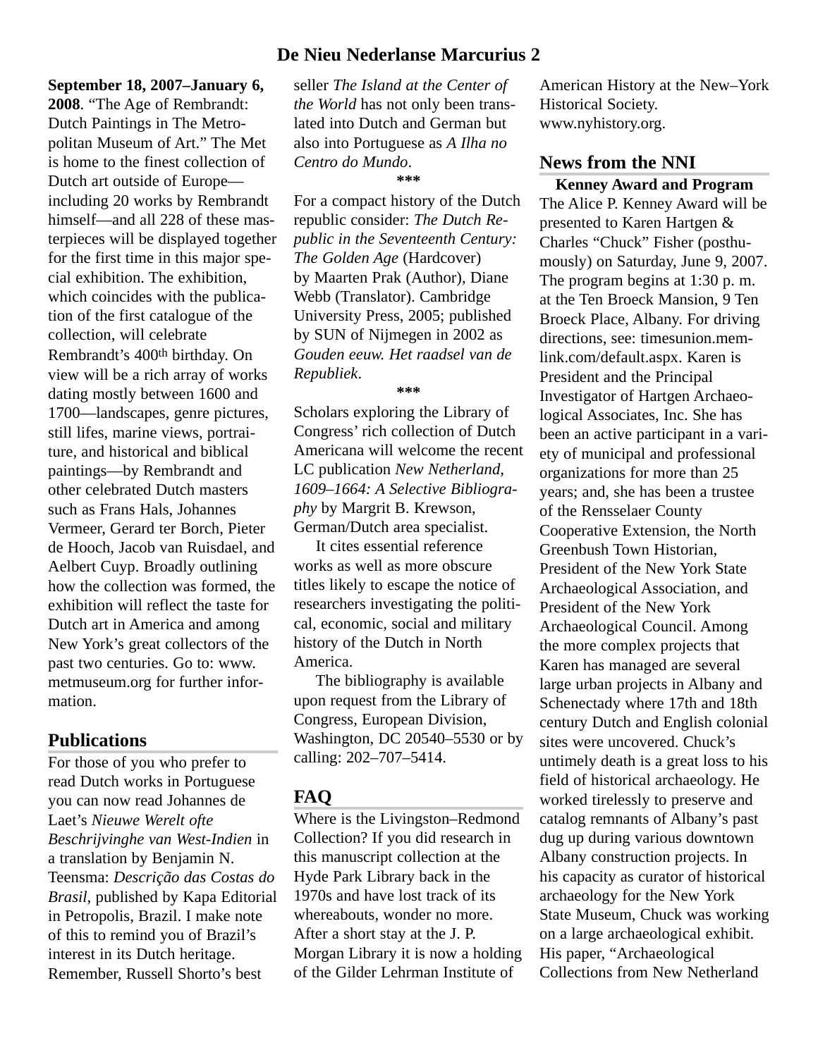**September 18, 2007–January 6, 2008**. "The Age of Rembrandt: Dutch Paintings in The Metropolitan Museum of Art." The Met is home to the finest collection of Dutch art outside of Europe—including 20 works by Rembrandt himself—and all 228 of these masterpieces will be displayed together for the first time in this major special exhibition. The exhibition, which coincides with the publication of the first catalogue of the collection, will celebrate Rembrandt's 400th birthday. On view will be a rich array of works dating mostly between 1600 and 1700—landscapes, genre pictures, still lifes, marine views, portraiture, and historical and biblical paintings—by Rembrandt and other celebrated Dutch masters such as Frans Hals, Johannes Vermeer, Gerard ter Borch, Pieter de Hooch, Jacob van Ruisdael, and Aelbert Cuyp. Broadly outlining how the collection was formed, the exhibition will reflect the taste for Dutch art in America and among New York's great collectors of the past two centuries. Go to: www.metmuseum.org for further information.

## Publications

For those of you who prefer to read Dutch works in Portuguese you can now read Johannes de Laet's *Nieuwe Werelt ofte Beschrijvinghe van West-Indien* in a translation by Benjamin N. Teensma: *Descrição das Costas do Brasil*, published by Kapa Editorial in Petropolis, Brazil. I make note of this to remind you of Brazil's interest in its Dutch heritage. Remember, Russell Shorto's best seller *The Island at the Center of the World* has not only been translated into Dutch and German but also into Portuguese as *A Ilha no Centro do Mundo*.

***

For a compact history of the Dutch republic consider: *The Dutch Republic in the Seventeenth Century: The Golden Age* (Hardcover) by Maarten Prak (Author), Diane Webb (Translator). Cambridge University Press, 2005; published by SUN of Nijmegen in 2002 as *Gouden eeuw. Het raadsel van de Republiek*.

***

Scholars exploring the Library of Congress' rich collection of Dutch Americana will welcome the recent LC publication *New Netherland, 1609–1664: A Selective Bibliography* by Margrit B. Krewson, German/Dutch area specialist.

It cites essential reference works as well as more obscure titles likely to escape the notice of researchers investigating the political, economic, social and military history of the Dutch in North America.

The bibliography is available upon request from the Library of Congress, European Division, Washington, DC 20540–5530 or by calling: 202–707–5414.

## FAQ

Where is the Livingston–Redmond Collection? If you did research in this manuscript collection at the Hyde Park Library back in the 1970s and have lost track of its whereabouts, wonder no more. After a short stay at the J. P. Morgan Library it is now a holding of the Gilder Lehrman Institute of American History at the New–York Historical Society. www.nyhistory.org.

## News from the NNI

**Kenney Award and Program**

The Alice P. Kenney Award will be presented to Karen Hartgen & Charles "Chuck" Fisher (posthumously) on Saturday, June 9, 2007. The program begins at 1:30 p. m. at the Ten Broeck Mansion, 9 Ten Broeck Place, Albany. For driving directions, see: timesunion.memlink.com/default.aspx. Karen is President and the Principal Investigator of Hartgen Archaeological Associates, Inc. She has been an active participant in a variety of municipal and professional organizations for more than 25 years; and, she has been a trustee of the Rensselaer County Cooperative Extension, the North Greenbush Town Historian, President of the New York State Archaeological Association, and President of the New York Archaeological Council. Among the more complex projects that Karen has managed are several large urban projects in Albany and Schenectady where 17th and 18th century Dutch and English colonial sites were uncovered. Chuck's untimely death is a great loss to his field of historical archaeology. He worked tirelessly to preserve and catalog remnants of Albany's past dug up during various downtown Albany construction projects. In his capacity as curator of historical archaeology for the New York State Museum, Chuck was working on a large archaeological exhibit. His paper, "Archaeological Collections from New Netherland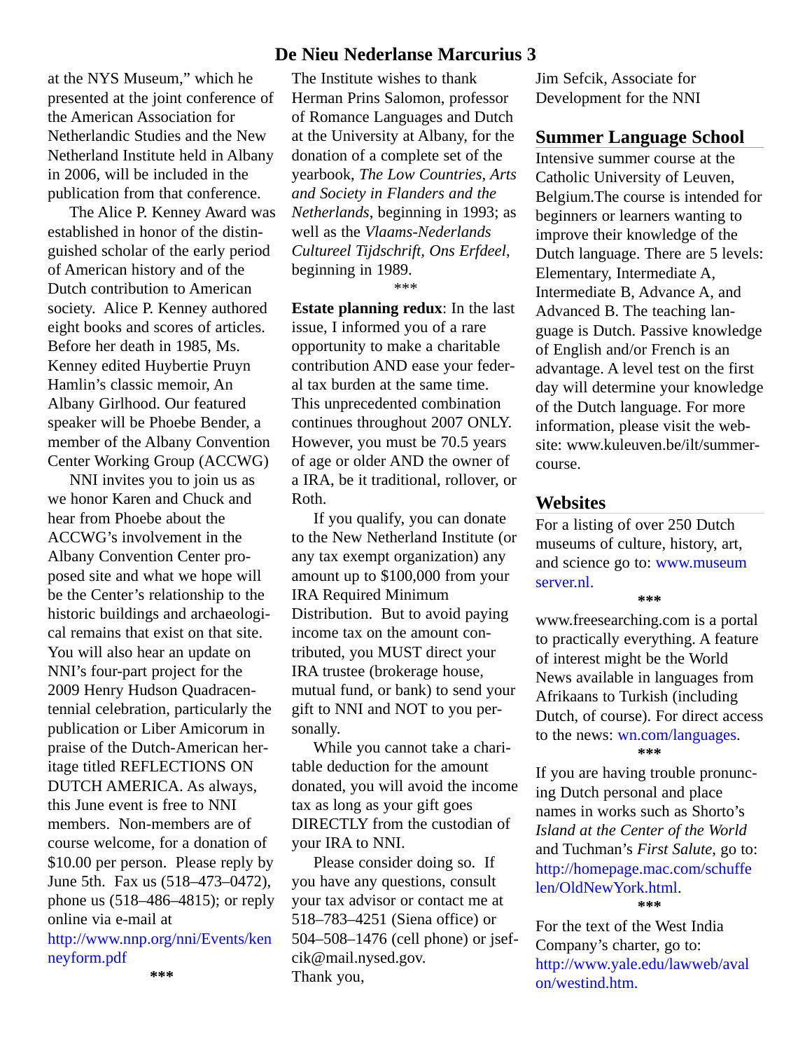at the NYS Museum," which he presented at the joint conference of the American Association for Netherlandic Studies and the New Netherland Institute held in Albany in 2006, will be included in the publication from that conference.

The Alice P. Kenney Award was established in honor of the distinguished scholar of the early period of American history and of the Dutch contribution to American society. Alice P. Kenney authored eight books and scores of articles. Before her death in 1985, Ms. Kenney edited Huybertie Pruyn Hamlin's classic memoir, An Albany Girlhood. Our featured speaker will be Phoebe Bender, a member of the Albany Convention Center Working Group (ACCWG)

NNI invites you to join us as we honor Karen and Chuck and hear from Phoebe about the ACCWG's involvement in the Albany Convention Center proposed site and what we hope will be the Center's relationship to the historic buildings and archaeological remains that exist on that site. You will also hear an update on NNI's four-part project for the 2009 Henry Hudson Quadracentennial celebration, particularly the publication or Liber Amicorum in praise of the Dutch-American heritage titled REFLECTIONS ON DUTCH AMERICA. As always, this June event is free to NNI members. Non-members are of course welcome, for a donation of $10.00 per person. Please reply by June 5th. Fax us (518–473–0472), phone us (518–486–4815); or reply online via e-mail at http://www.nnp.org/nni/Events/kenneyform.pdf

***

The Institute wishes to thank Herman Prins Salomon, professor of Romance Languages and Dutch at the University at Albany, for the donation of a complete set of the yearbook, *The Low Countries, Arts and Society in Flanders and the Netherlands*, beginning in 1993; as well as the *Vlaams-Nederlands Cultureel Tijdschrift, Ons Erfdeel*, beginning in 1989.

***

**Estate planning redux**: In the last issue, I informed you of a rare opportunity to make a charitable contribution AND ease your federal tax burden at the same time. This unprecedented combination continues throughout 2007 ONLY. However, you must be 70.5 years of age or older AND the owner of a IRA, be it traditional, rollover, or Roth.

If you qualify, you can donate to the New Netherland Institute (or any tax exempt organization) any amount up to $100,000 from your IRA Required Minimum Distribution. But to avoid paying income tax on the amount contributed, you MUST direct your IRA trustee (brokerage house, mutual fund, or bank) to send your gift to NNI and NOT to you personally.

While you cannot take a charitable deduction for the amount donated, you will avoid the income tax as long as your gift goes DIRECTLY from the custodian of your IRA to NNI.

Please consider doing so. If you have any questions, consult your tax advisor or contact me at 518–783–4251 (Siena office) or 504–508–1476 (cell phone) or jsefcik@mail.nysed.gov.

Thank you,

Jim Sefcik, Associate for Development for the NNI

## Summer Language School

Intensive summer course at the Catholic University of Leuven, Belgium.The course is intended for beginners or learners wanting to improve their knowledge of the Dutch language. There are 5 levels: Elementary, Intermediate A, Intermediate B, Advance A, and Advanced B. The teaching language is Dutch. Passive knowledge of English and/or French is an advantage. A level test on the first day will determine your knowledge of the Dutch language. For more information, please visit the website: www.kuleuven.be/ilt/summercourse.

## Websites

For a listing of over 250 Dutch museums of culture, history, art, and science go to: www.museumserver.nl.

***

www.freesearching.com is a portal to practically everything. A feature of interest might be the World News available in languages from Afrikaans to Turkish (including Dutch, of course). For direct access to the news: wn.com/languages.

***

If you are having trouble pronuncing Dutch personal and place names in works such as Shorto's *Island at the Center of the World* and Tuchman's *First Salute*, go to: http://homepage.mac.com/schuffelen/OldNewYork.html.

***

For the text of the West India Company's charter, go to: http://www.yale.edu/lawweb/avalon/westind.htm.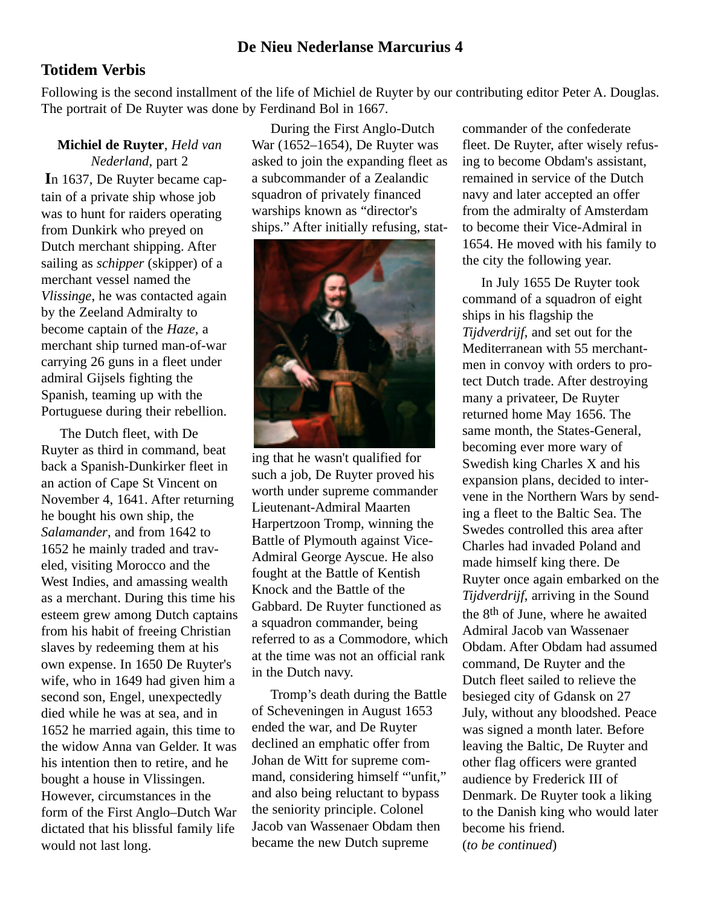## De Nieu Nederlanse Marcurius 4

## Totidem Verbis

Following is the second installment of the life of Michiel de Ruyter by our contributing editor Peter A. Douglas. The portrait of De Ruyter was done by Ferdinand Bol in 1667.

**Michiel de Ruyter**, *Held van Nederland*, part 2

In 1637, De Ruyter became captain of a private ship whose job was to hunt for raiders operating from Dunkirk who preyed on Dutch merchant shipping. After sailing as *schipper* (skipper) of a merchant vessel named the *Vlissinge*, he was contacted again by the Zeeland Admiralty to become captain of the *Haze*, a merchant ship turned man-of-war carrying 26 guns in a fleet under admiral Gijsels fighting the Spanish, teaming up with the Portuguese during their rebellion.

The Dutch fleet, with De Ruyter as third in command, beat back a Spanish-Dunkirker fleet in an action of Cape St Vincent on November 4, 1641. After returning he bought his own ship, the *Salamander*, and from 1642 to 1652 he mainly traded and traveled, visiting Morocco and the West Indies, and amassing wealth as a merchant. During this time his esteem grew among Dutch captains from his habit of freeing Christian slaves by redeeming them at his own expense. In 1650 De Ruyter's wife, who in 1649 had given him a second son, Engel, unexpectedly died while he was at sea, and in 1652 he married again, this time to the widow Anna van Gelder. It was his intention then to retire, and he bought a house in Vlissingen. However, circumstances in the form of the First Anglo–Dutch War dictated that his blissful family life would not last long.

During the First Anglo-Dutch War (1652–1654), De Ruyter was asked to join the expanding fleet as a subcommander of a Zealandic squadron of privately financed warships known as "director's ships." After initially refusing, stating that he wasn't qualified for such a job, De Ruyter proved his worth under supreme commander Lieutenant-Admiral Maarten Harpertzoon Tromp, winning the Battle of Plymouth against Vice-Admiral George Ayscue. He also fought at the Battle of Kentish Knock and the Battle of the Gabbard. De Ruyter functioned as a squadron commander, being referred to as a Commodore, which at the time was not an official rank in the Dutch navy.

Tromp's death during the Battle of Scheveningen in August 1653 ended the war, and De Ruyter declined an emphatic offer from Johan de Witt for supreme command, considering himself "'unfit," and also being reluctant to bypass the seniority principle. Colonel Jacob van Wassenaer Obdam then became the new Dutch supreme commander of the confederate fleet. De Ruyter, after wisely refusing to become Obdam's assistant, remained in service of the Dutch navy and later accepted an offer from the admiralty of Amsterdam to become their Vice-Admiral in 1654. He moved with his family to the city the following year.

In July 1655 De Ruyter took command of a squadron of eight ships in his flagship the *Tijdverdrijf*, and set out for the Mediterranean with 55 merchantmen in convoy with orders to protect Dutch trade. After destroying many a privateer, De Ruyter returned home May 1656. The same month, the States-General, becoming ever more wary of Swedish king Charles X and his expansion plans, decided to intervene in the Northern Wars by sending a fleet to the Baltic Sea. The Swedes controlled this area after Charles had invaded Poland and made himself king there. De Ruyter once again embarked on the *Tijdverdrijf*, arriving in the Sound the 8th of June, where he awaited Admiral Jacob van Wassenaer Obdam. After Obdam had assumed command, De Ruyter and the Dutch fleet sailed to relieve the besieged city of Gdansk on 27 July, without any bloodshed. Peace was signed a month later. Before leaving the Baltic, De Ruyter and other flag officers were granted audience by Frederick III of Denmark. De Ruyter took a liking to the Danish king who would later become his friend.

(*to be continued*)